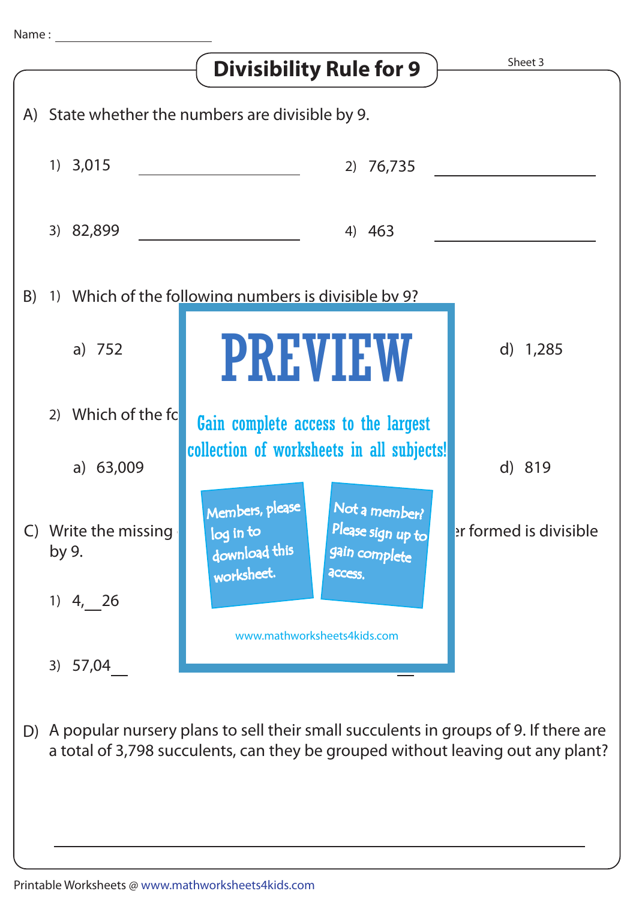Name : ____________________

# Divisibility Rule for 9

Sheet 3

A) State whether the numbers are divisible by 9.

1) 3,015 ____________________  2) 76,735 ____________________

3) 82,899 ____________________  4) 463 ____________________

B) 1) Which of the following numbers is divisible by 9?

a) 752  d) 1,285

2) Which of the fo

a) 63,009  d) 819

C) Write the missing ... er formed is divisible by 9.

1) 4,__26

3) 57,04__

PREVIEW

Gain complete access to the largest collection of worksheets in all subjects!

Members, please log in to download this worksheet.

Not a member? Please sign up to gain complete access.

www.mathworksheets4kids.com

D) A popular nursery plans to sell their small succulents in groups of 9. If there are a total of 3,798 succulents, can they be grouped without leaving out any plant?

____________________________________________________________

Printable Worksheets @ www.mathworksheets4kids.com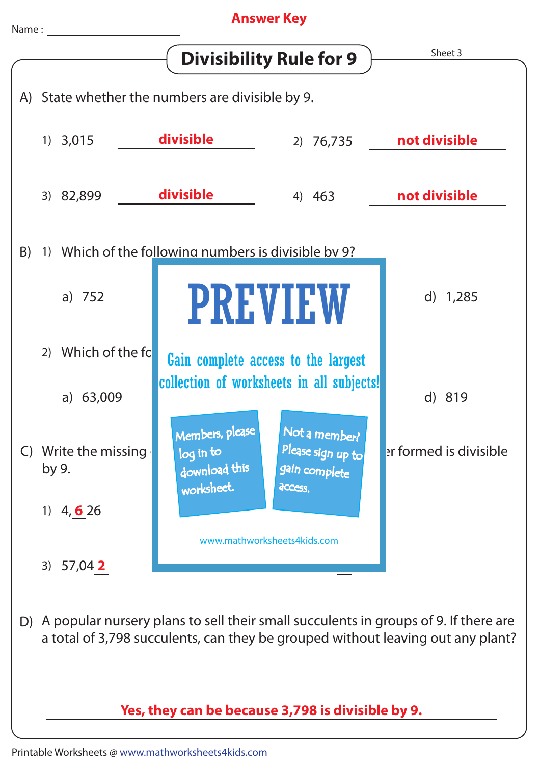**Answer Key**

Name : ____________________

Sheet 3

# Divisibility Rule for 9

A) State whether the numbers are divisible by 9.

1) 3,015 **divisible**

2) 76,735 **not divisible**

3) 82,899 **divisible**

4) 463 **not divisible**

B) 1) Which of the following numbers is divisible by 9?

a) 752

d) 1,285

2) Which of the fo

a) 63,009

d) 819

C) Write the missing ... er formed is divisible by 9.

1) 4,**6**26

3) 57,04**2**

PREVIEW

Gain complete access to the largest collection of worksheets in all subjects!

Members, please log in to download this worksheet.

Not a member? Please sign up to gain complete access.

www.mathworksheets4kids.com

D) A popular nursery plans to sell their small succulents in groups of 9. If there are a total of 3,798 succulents, can they be grouped without leaving out any plant?

**Yes, they can be because 3,798 is divisible by 9.**

Printable Worksheets @ www.mathworksheets4kids.com